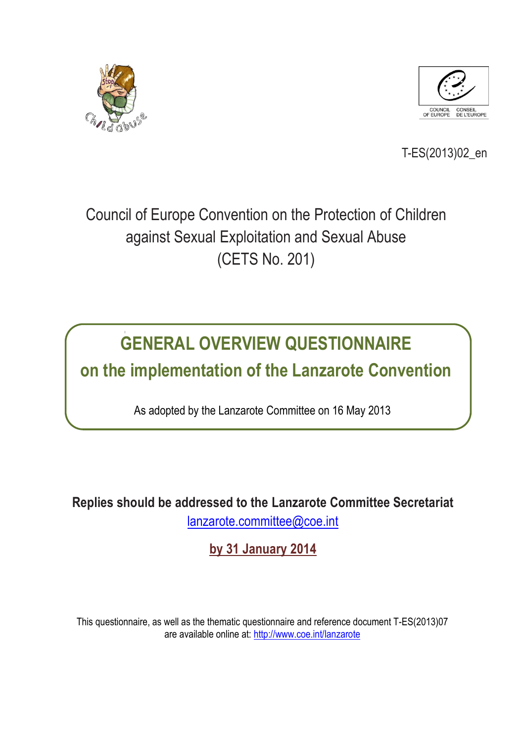T-ES(2013)02_en

Council of Europe Convention on the Protection of Children against Sexual Exploitation and Sexual Abuse (CETS No. 201)

# GENERAL OVERVIEW QUESTIONNAIRE
# on the implementation of the Lanzarote Convention

As adopted by the Lanzarote Committee on 16 May 2013

**Replies should be addressed to the Lanzarote Committee Secretariat**
lanzarote.committee@coe.int

**by 31 January 2014**

This questionnaire, as well as the thematic questionnaire and reference document T-ES(2013)07 are available online at: http://www.coe.int/lanzarote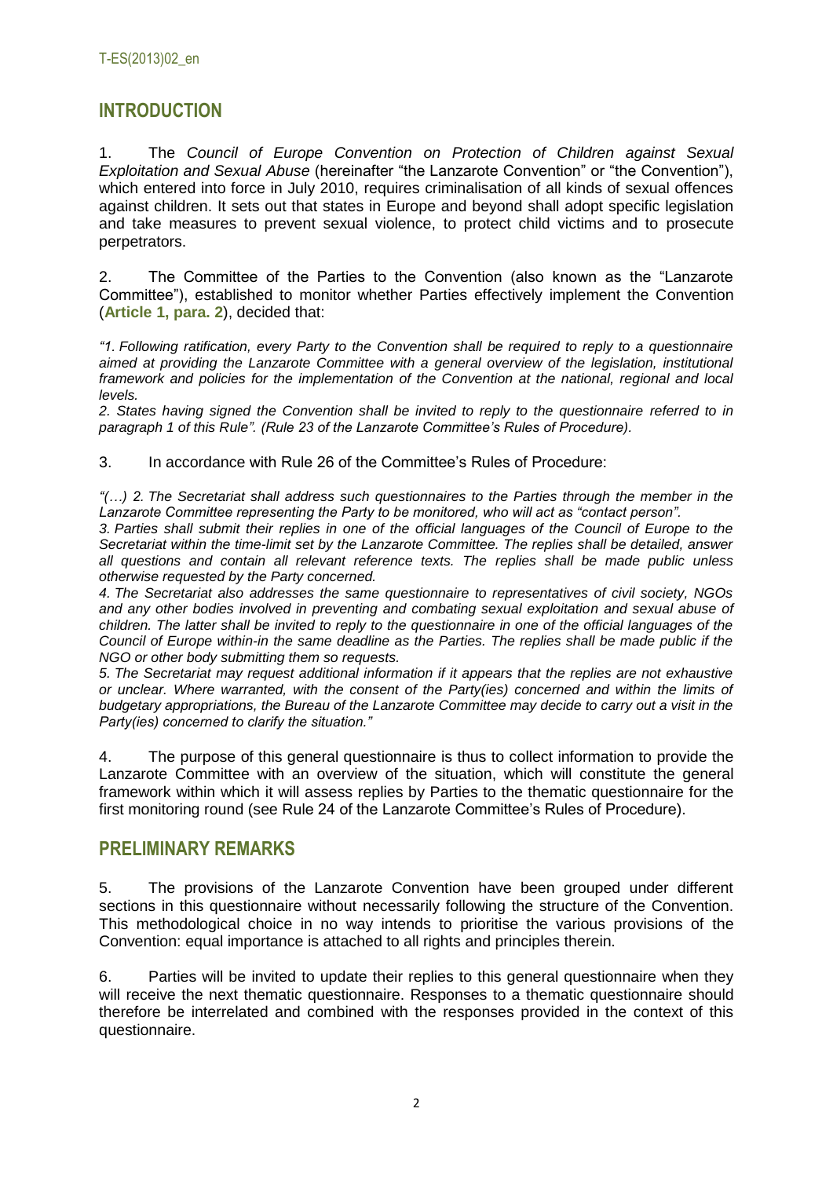## INTRODUCTION

1. The *Council of Europe Convention on Protection of Children against Sexual Exploitation and Sexual Abuse* (hereinafter "the Lanzarote Convention" or "the Convention"), which entered into force in July 2010, requires criminalisation of all kinds of sexual offences against children. It sets out that states in Europe and beyond shall adopt specific legislation and take measures to prevent sexual violence, to protect child victims and to prosecute perpetrators.

2. The Committee of the Parties to the Convention (also known as the "Lanzarote Committee"), established to monitor whether Parties effectively implement the Convention (**Article 1, para. 2**), decided that:

*"1. Following ratification, every Party to the Convention shall be required to reply to a questionnaire aimed at providing the Lanzarote Committee with a general overview of the legislation, institutional framework and policies for the implementation of the Convention at the national, regional and local levels.*
*2. States having signed the Convention shall be invited to reply to the questionnaire referred to in paragraph 1 of this Rule". (Rule 23 of the Lanzarote Committee's Rules of Procedure).*

3. In accordance with Rule 26 of the Committee's Rules of Procedure:

*"(…) 2. The Secretariat shall address such questionnaires to the Parties through the member in the Lanzarote Committee representing the Party to be monitored, who will act as "contact person".*
*3. Parties shall submit their replies in one of the official languages of the Council of Europe to the Secretariat within the time-limit set by the Lanzarote Committee. The replies shall be detailed, answer all questions and contain all relevant reference texts. The replies shall be made public unless otherwise requested by the Party concerned.*
*4. The Secretariat also addresses the same questionnaire to representatives of civil society, NGOs and any other bodies involved in preventing and combating sexual exploitation and sexual abuse of children. The latter shall be invited to reply to the questionnaire in one of the official languages of the Council of Europe within-in the same deadline as the Parties. The replies shall be made public if the NGO or other body submitting them so requests.*
*5. The Secretariat may request additional information if it appears that the replies are not exhaustive or unclear. Where warranted, with the consent of the Party(ies) concerned and within the limits of budgetary appropriations, the Bureau of the Lanzarote Committee may decide to carry out a visit in the Party(ies) concerned to clarify the situation."*

4. The purpose of this general questionnaire is thus to collect information to provide the Lanzarote Committee with an overview of the situation, which will constitute the general framework within which it will assess replies by Parties to the thematic questionnaire for the first monitoring round (see Rule 24 of the Lanzarote Committee's Rules of Procedure).

## PRELIMINARY REMARKS

5. The provisions of the Lanzarote Convention have been grouped under different sections in this questionnaire without necessarily following the structure of the Convention. This methodological choice in no way intends to prioritise the various provisions of the Convention: equal importance is attached to all rights and principles therein.

6. Parties will be invited to update their replies to this general questionnaire when they will receive the next thematic questionnaire. Responses to a thematic questionnaire should therefore be interrelated and combined with the responses provided in the context of this questionnaire.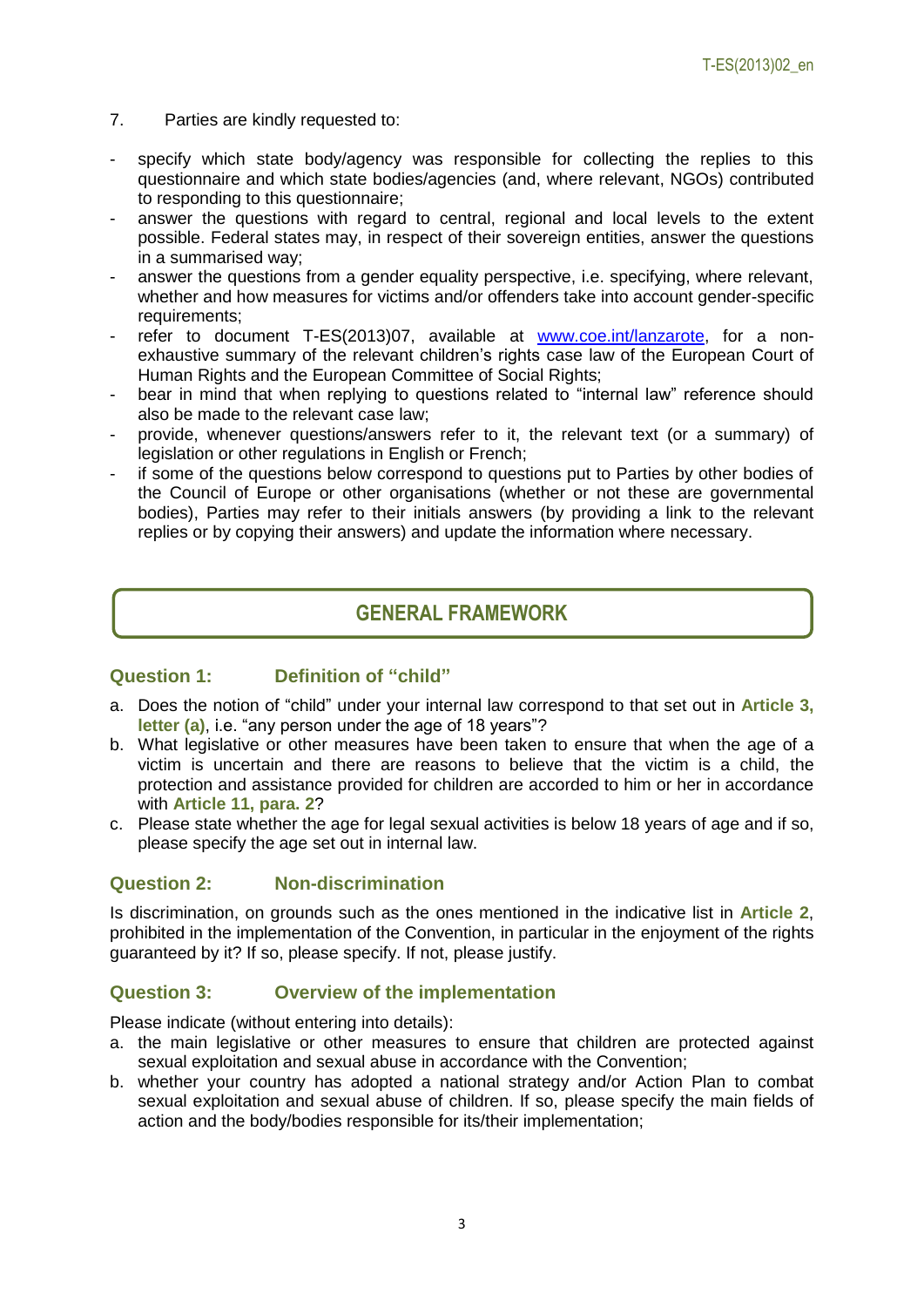7. Parties are kindly requested to:

- specify which state body/agency was responsible for collecting the replies to this questionnaire and which state bodies/agencies (and, where relevant, NGOs) contributed to responding to this questionnaire;
- answer the questions with regard to central, regional and local levels to the extent possible. Federal states may, in respect of their sovereign entities, answer the questions in a summarised way;
- answer the questions from a gender equality perspective, i.e. specifying, where relevant, whether and how measures for victims and/or offenders take into account gender-specific requirements;
- refer to document T-ES(2013)07, available at [www.coe.int/lanzarote](www.coe.int/lanzarote), for a non-exhaustive summary of the relevant children's rights case law of the European Court of Human Rights and the European Committee of Social Rights;
- bear in mind that when replying to questions related to "internal law" reference should also be made to the relevant case law;
- provide, whenever questions/answers refer to it, the relevant text (or a summary) of legislation or other regulations in English or French;
- if some of the questions below correspond to questions put to Parties by other bodies of the Council of Europe or other organisations (whether or not these are governmental bodies), Parties may refer to their initials answers (by providing a link to the relevant replies or by copying their answers) and update the information where necessary.

## GENERAL FRAMEWORK

### Question 1: Definition of "child"

a. Does the notion of "child" under your internal law correspond to that set out in **Article 3, letter (a)**, i.e. "any person under the age of 18 years"?
b. What legislative or other measures have been taken to ensure that when the age of a victim is uncertain and there are reasons to believe that the victim is a child, the protection and assistance provided for children are accorded to him or her in accordance with **Article 11, para. 2**?
c. Please state whether the age for legal sexual activities is below 18 years of age and if so, please specify the age set out in internal law.

### Question 2: Non-discrimination

Is discrimination, on grounds such as the ones mentioned in the indicative list in **Article 2**, prohibited in the implementation of the Convention, in particular in the enjoyment of the rights guaranteed by it? If so, please specify. If not, please justify.

### Question 3: Overview of the implementation

Please indicate (without entering into details):

a. the main legislative or other measures to ensure that children are protected against sexual exploitation and sexual abuse in accordance with the Convention;
b. whether your country has adopted a national strategy and/or Action Plan to combat sexual exploitation and sexual abuse of children. If so, please specify the main fields of action and the body/bodies responsible for its/their implementation;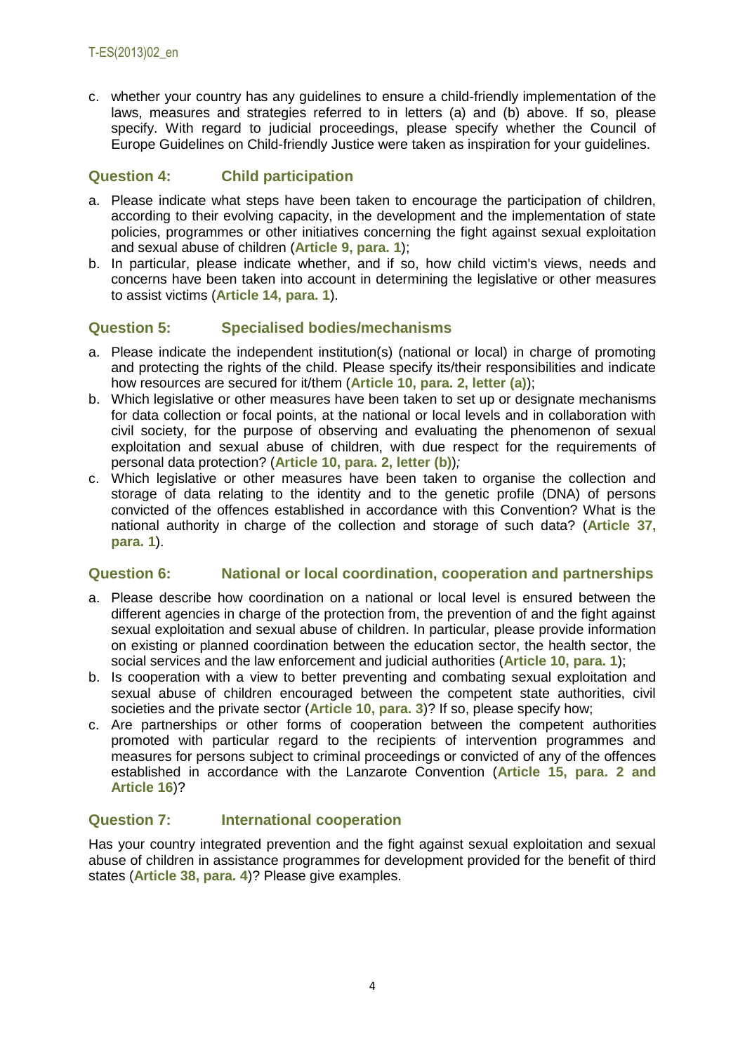c. whether your country has any guidelines to ensure a child-friendly implementation of the laws, measures and strategies referred to in letters (a) and (b) above. If so, please specify. With regard to judicial proceedings, please specify whether the Council of Europe Guidelines on Child-friendly Justice were taken as inspiration for your guidelines.

## Question 4: Child participation

a. Please indicate what steps have been taken to encourage the participation of children, according to their evolving capacity, in the development and the implementation of state policies, programmes or other initiatives concerning the fight against sexual exploitation and sexual abuse of children (**Article 9, para. 1**);
b. In particular, please indicate whether, and if so, how child victim's views, needs and concerns have been taken into account in determining the legislative or other measures to assist victims (**Article 14, para. 1**).

## Question 5: Specialised bodies/mechanisms

a. Please indicate the independent institution(s) (national or local) in charge of promoting and protecting the rights of the child. Please specify its/their responsibilities and indicate how resources are secured for it/them (**Article 10, para. 2, letter (a)**);
b. Which legislative or other measures have been taken to set up or designate mechanisms for data collection or focal points, at the national or local levels and in collaboration with civil society, for the purpose of observing and evaluating the phenomenon of sexual exploitation and sexual abuse of children, with due respect for the requirements of personal data protection? (**Article 10, para. 2, letter (b)**)*;*
c. Which legislative or other measures have been taken to organise the collection and storage of data relating to the identity and to the genetic profile (DNA) of persons convicted of the offences established in accordance with this Convention? What is the national authority in charge of the collection and storage of such data? (**Article 37, para. 1**).

## Question 6: National or local coordination, cooperation and partnerships

a. Please describe how coordination on a national or local level is ensured between the different agencies in charge of the protection from, the prevention of and the fight against sexual exploitation and sexual abuse of children. In particular, please provide information on existing or planned coordination between the education sector, the health sector, the social services and the law enforcement and judicial authorities (**Article 10, para. 1**);
b. Is cooperation with a view to better preventing and combating sexual exploitation and sexual abuse of children encouraged between the competent state authorities, civil societies and the private sector (**Article 10, para. 3**)? If so, please specify how;
c. Are partnerships or other forms of cooperation between the competent authorities promoted with particular regard to the recipients of intervention programmes and measures for persons subject to criminal proceedings or convicted of any of the offences established in accordance with the Lanzarote Convention (**Article 15, para. 2 and Article 16**)?

## Question 7: International cooperation

Has your country integrated prevention and the fight against sexual exploitation and sexual abuse of children in assistance programmes for development provided for the benefit of third states (**Article 38, para. 4**)? Please give examples.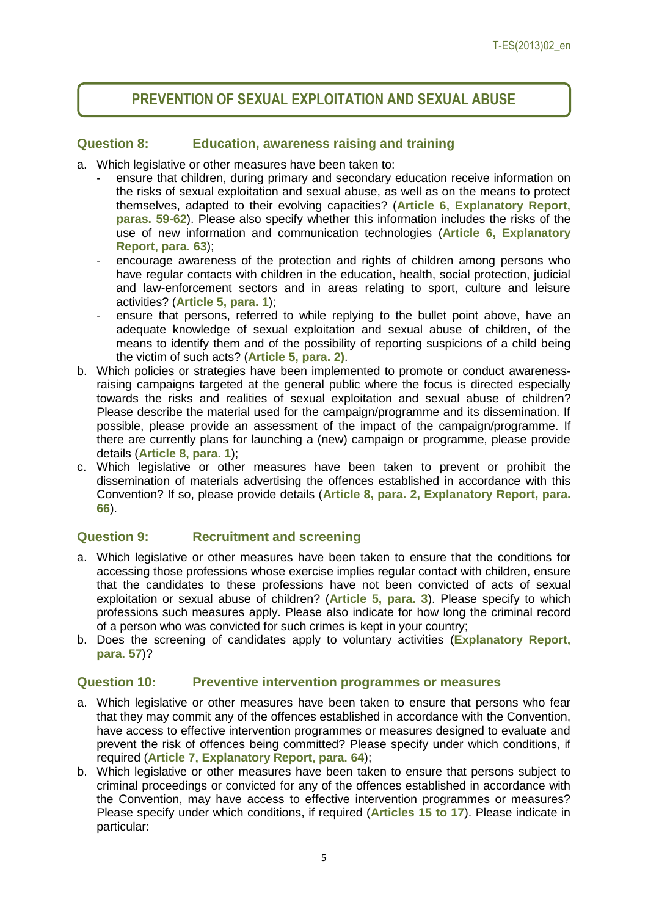## PREVENTION OF SEXUAL EXPLOITATION AND SEXUAL ABUSE

### Question 8: Education, awareness raising and training

a. Which legislative or other measures have been taken to:
   - ensure that children, during primary and secondary education receive information on the risks of sexual exploitation and sexual abuse, as well as on the means to protect themselves, adapted to their evolving capacities? (**Article 6, Explanatory Report, paras. 59-62**). Please also specify whether this information includes the risks of the use of new information and communication technologies (**Article 6, Explanatory Report, para. 63**);
   - encourage awareness of the protection and rights of children among persons who have regular contacts with children in the education, health, social protection, judicial and law-enforcement sectors and in areas relating to sport, culture and leisure activities? (**Article 5, para. 1**);
   - ensure that persons, referred to while replying to the bullet point above, have an adequate knowledge of sexual exploitation and sexual abuse of children, of the means to identify them and of the possibility of reporting suspicions of a child being the victim of such acts? (**Article 5, para. 2)**.

b. Which policies or strategies have been implemented to promote or conduct awareness-raising campaigns targeted at the general public where the focus is directed especially towards the risks and realities of sexual exploitation and sexual abuse of children? Please describe the material used for the campaign/programme and its dissemination. If possible, please provide an assessment of the impact of the campaign/programme. If there are currently plans for launching a (new) campaign or programme, please provide details (**Article 8, para. 1**);

c. Which legislative or other measures have been taken to prevent or prohibit the dissemination of materials advertising the offences established in accordance with this Convention? If so, please provide details (**Article 8, para. 2, Explanatory Report, para. 66**).

### Question 9: Recruitment and screening

a. Which legislative or other measures have been taken to ensure that the conditions for accessing those professions whose exercise implies regular contact with children, ensure that the candidates to these professions have not been convicted of acts of sexual exploitation or sexual abuse of children? (**Article 5, para. 3**). Please specify to which professions such measures apply. Please also indicate for how long the criminal record of a person who was convicted for such crimes is kept in your country;

b. Does the screening of candidates apply to voluntary activities (**Explanatory Report, para. 57**)?

### Question 10: Preventive intervention programmes or measures

a. Which legislative or other measures have been taken to ensure that persons who fear that they may commit any of the offences established in accordance with the Convention, have access to effective intervention programmes or measures designed to evaluate and prevent the risk of offences being committed? Please specify under which conditions, if required (**Article 7, Explanatory Report, para. 64**);

b. Which legislative or other measures have been taken to ensure that persons subject to criminal proceedings or convicted for any of the offences established in accordance with the Convention, may have access to effective intervention programmes or measures? Please specify under which conditions, if required (**Articles 15 to 17**). Please indicate in particular: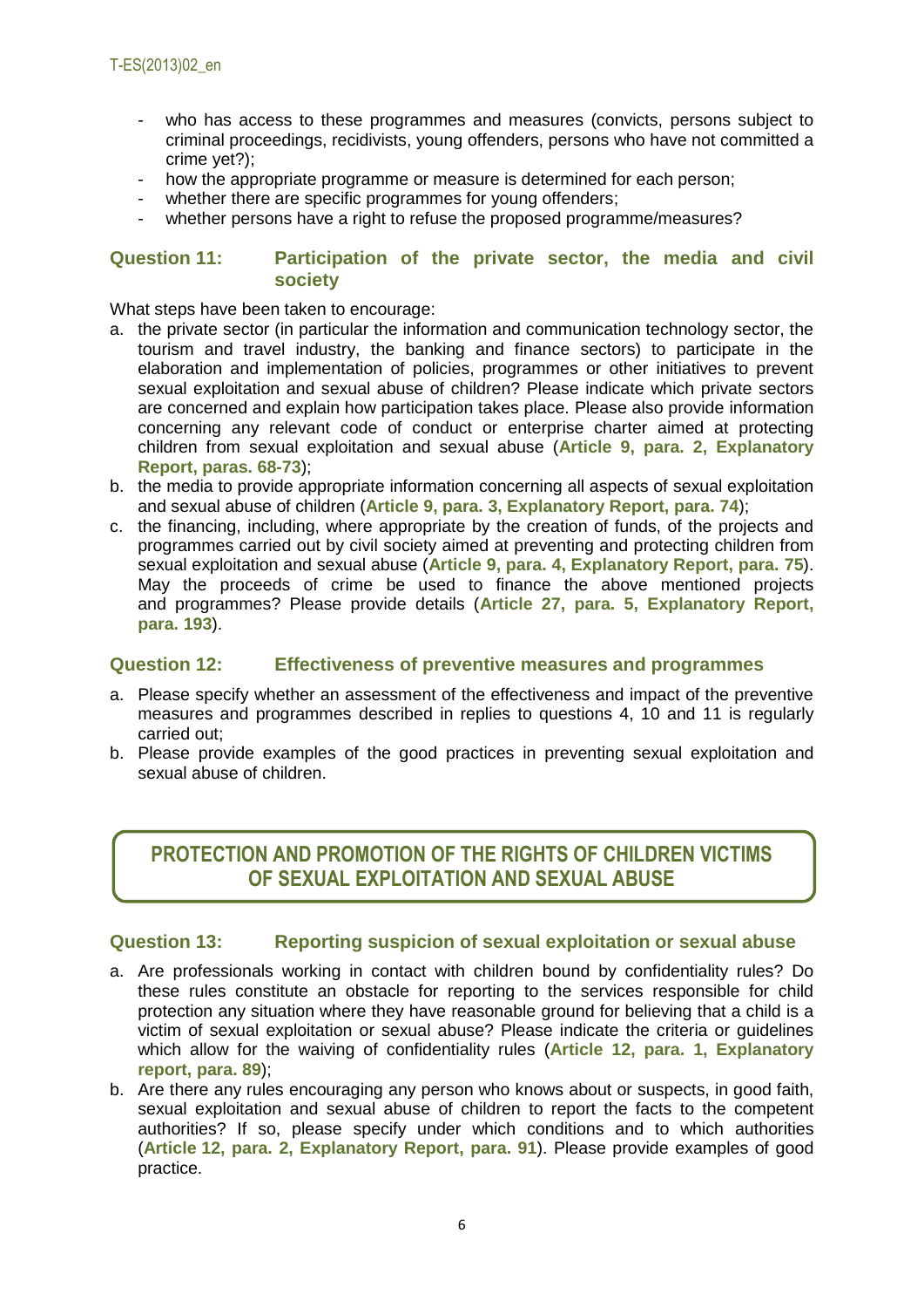- who has access to these programmes and measures (convicts, persons subject to criminal proceedings, recidivists, young offenders, persons who have not committed a crime yet?);
- how the appropriate programme or measure is determined for each person;
- whether there are specific programmes for young offenders;
- whether persons have a right to refuse the proposed programme/measures?

### Question 11: Participation of the private sector, the media and civil society

What steps have been taken to encourage:

a. the private sector (in particular the information and communication technology sector, the tourism and travel industry, the banking and finance sectors) to participate in the elaboration and implementation of policies, programmes or other initiatives to prevent sexual exploitation and sexual abuse of children? Please indicate which private sectors are concerned and explain how participation takes place. Please also provide information concerning any relevant code of conduct or enterprise charter aimed at protecting children from sexual exploitation and sexual abuse (**Article 9, para. 2, Explanatory Report, paras. 68-73**);
b. the media to provide appropriate information concerning all aspects of sexual exploitation and sexual abuse of children (**Article 9, para. 3, Explanatory Report, para. 74**);
c. the financing, including, where appropriate by the creation of funds, of the projects and programmes carried out by civil society aimed at preventing and protecting children from sexual exploitation and sexual abuse (**Article 9, para. 4, Explanatory Report, para. 75**). May the proceeds of crime be used to finance the above mentioned projects and programmes? Please provide details (**Article 27, para. 5, Explanatory Report, para. 193**).

### Question 12: Effectiveness of preventive measures and programmes

a. Please specify whether an assessment of the effectiveness and impact of the preventive measures and programmes described in replies to questions 4, 10 and 11 is regularly carried out;
b. Please provide examples of the good practices in preventing sexual exploitation and sexual abuse of children.

## PROTECTION AND PROMOTION OF THE RIGHTS OF CHILDREN VICTIMS OF SEXUAL EXPLOITATION AND SEXUAL ABUSE

### Question 13: Reporting suspicion of sexual exploitation or sexual abuse

a. Are professionals working in contact with children bound by confidentiality rules? Do these rules constitute an obstacle for reporting to the services responsible for child protection any situation where they have reasonable ground for believing that a child is a victim of sexual exploitation or sexual abuse? Please indicate the criteria or guidelines which allow for the waiving of confidentiality rules (**Article 12, para. 1, Explanatory report, para. 89**);
b. Are there any rules encouraging any person who knows about or suspects, in good faith, sexual exploitation and sexual abuse of children to report the facts to the competent authorities? If so, please specify under which conditions and to which authorities (**Article 12, para. 2, Explanatory Report, para. 91**). Please provide examples of good practice.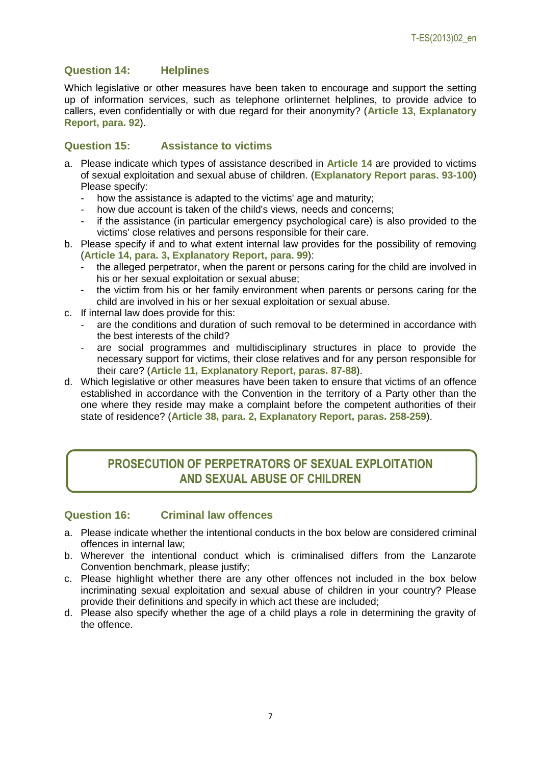### Question 14: Helplines

Which legislative or other measures have been taken to encourage and support the setting up of information services, such as telephone orIinternet helplines, to provide advice to callers, even confidentially or with due regard for their anonymity? (**Article 13, Explanatory Report, para. 92**).

### Question 15: Assistance to victims

a. Please indicate which types of assistance described in **Article 14** are provided to victims of sexual exploitation and sexual abuse of children. (**Explanatory Report paras. 93-100**) Please specify:
   - how the assistance is adapted to the victims' age and maturity;
   - how due account is taken of the child's views, needs and concerns;
   - if the assistance (in particular emergency psychological care) is also provided to the victims' close relatives and persons responsible for their care.
b. Please specify if and to what extent internal law provides for the possibility of removing (**Article 14, para. 3, Explanatory Report, para. 99**):
   - the alleged perpetrator, when the parent or persons caring for the child are involved in his or her sexual exploitation or sexual abuse;
   - the victim from his or her family environment when parents or persons caring for the child are involved in his or her sexual exploitation or sexual abuse.
c. If internal law does provide for this:
   - are the conditions and duration of such removal to be determined in accordance with the best interests of the child?
   - are social programmes and multidisciplinary structures in place to provide the necessary support for victims, their close relatives and for any person responsible for their care? (**Article 11, Explanatory Report, paras. 87-88**).
d. Which legislative or other measures have been taken to ensure that victims of an offence established in accordance with the Convention in the territory of a Party other than the one where they reside may make a complaint before the competent authorities of their state of residence? (**Article 38, para. 2, Explanatory Report, paras. 258-259**).

## PROSECUTION OF PERPETRATORS OF SEXUAL EXPLOITATION AND SEXUAL ABUSE OF CHILDREN

### Question 16: Criminal law offences

a. Please indicate whether the intentional conducts in the box below are considered criminal offences in internal law;
b. Wherever the intentional conduct which is criminalised differs from the Lanzarote Convention benchmark, please justify;
c. Please highlight whether there are any other offences not included in the box below incriminating sexual exploitation and sexual abuse of children in your country? Please provide their definitions and specify in which act these are included;
d. Please also specify whether the age of a child plays a role in determining the gravity of the offence.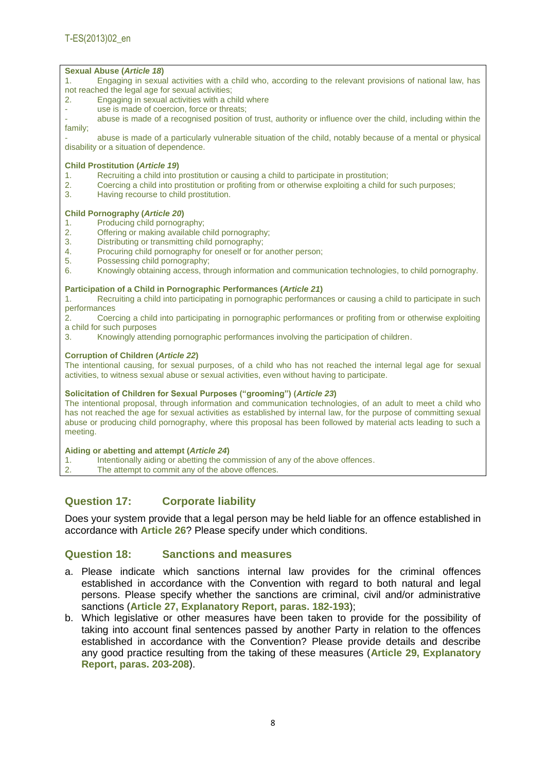**Sexual Abuse (*Article 18*)**

1. Engaging in sexual activities with a child who, according to the relevant provisions of national law, has not reached the legal age for sexual activities;
2. Engaging in sexual activities with a child where
   - use is made of coercion, force or threats;
   - abuse is made of a recognised position of trust, authority or influence over the child, including within the family;
   - abuse is made of a particularly vulnerable situation of the child, notably because of a mental or physical disability or a situation of dependence.

**Child Prostitution (*Article 19*)**

1. Recruiting a child into prostitution or causing a child to participate in prostitution;
2. Coercing a child into prostitution or profiting from or otherwise exploiting a child for such purposes;
3. Having recourse to child prostitution.

**Child Pornography (*Article 20*)**

1. Producing child pornography;
2. Offering or making available child pornography;
3. Distributing or transmitting child pornography;
4. Procuring child pornography for oneself or for another person;
5. Possessing child pornography;
6. Knowingly obtaining access, through information and communication technologies, to child pornography.

**Participation of a Child in Pornographic Performances (*Article 21*)**

1. Recruiting a child into participating in pornographic performances or causing a child to participate in such performances
2. Coercing a child into participating in pornographic performances or profiting from or otherwise exploiting a child for such purposes
3. Knowingly attending pornographic performances involving the participation of children.

**Corruption of Children (*Article 22*)**

The intentional causing, for sexual purposes, of a child who has not reached the internal legal age for sexual activities, to witness sexual abuse or sexual activities, even without having to participate.

**Solicitation of Children for Sexual Purposes ("grooming") (*Article 23*)**

The intentional proposal, through information and communication technologies, of an adult to meet a child who has not reached the age for sexual activities as established by internal law, for the purpose of committing sexual abuse or producing child pornography, where this proposal has been followed by material acts leading to such a meeting.

**Aiding or abetting and attempt (*Article 24*)**

1. Intentionally aiding or abetting the commission of any of the above offences.
2. The attempt to commit any of the above offences.

## Question 17: Corporate liability

Does your system provide that a legal person may be held liable for an offence established in accordance with **Article 26**? Please specify under which conditions.

## Question 18: Sanctions and measures

a. Please indicate which sanctions internal law provides for the criminal offences established in accordance with the Convention with regard to both natural and legal persons. Please specify whether the sanctions are criminal, civil and/or administrative sanctions (**Article 27, Explanatory Report, paras. 182-193**);
b. Which legislative or other measures have been taken to provide for the possibility of taking into account final sentences passed by another Party in relation to the offences established in accordance with the Convention? Please provide details and describe any good practice resulting from the taking of these measures (**Article 29, Explanatory Report, paras. 203-208**).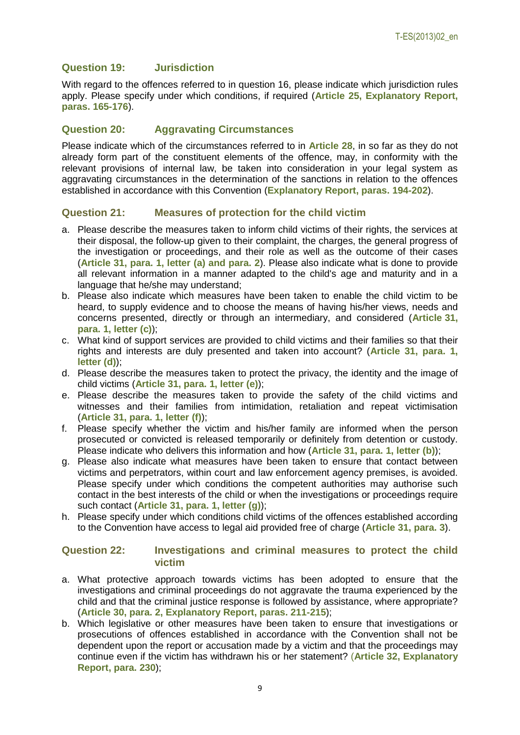### Question 19: Jurisdiction

With regard to the offences referred to in question 16, please indicate which jurisdiction rules apply. Please specify under which conditions, if required (**Article 25, Explanatory Report, paras. 165-176**).

### Question 20: Aggravating Circumstances

Please indicate which of the circumstances referred to in **Article 28**, in so far as they do not already form part of the constituent elements of the offence, may, in conformity with the relevant provisions of internal law, be taken into consideration in your legal system as aggravating circumstances in the determination of the sanctions in relation to the offences established in accordance with this Convention (**Explanatory Report, paras. 194-202**).

### Question 21: Measures of protection for the child victim

a. Please describe the measures taken to inform child victims of their rights, the services at their disposal, the follow-up given to their complaint, the charges, the general progress of the investigation or proceedings, and their role as well as the outcome of their cases (**Article 31, para. 1, letter (a) and para. 2**). Please also indicate what is done to provide all relevant information in a manner adapted to the child's age and maturity and in a language that he/she may understand;
b. Please also indicate which measures have been taken to enable the child victim to be heard, to supply evidence and to choose the means of having his/her views, needs and concerns presented, directly or through an intermediary, and considered (**Article 31, para. 1, letter (c)**);
c. What kind of support services are provided to child victims and their families so that their rights and interests are duly presented and taken into account? (**Article 31, para. 1, letter (d)**);
d. Please describe the measures taken to protect the privacy, the identity and the image of child victims (**Article 31, para. 1, letter (e)**);
e. Please describe the measures taken to provide the safety of the child victims and witnesses and their families from intimidation, retaliation and repeat victimisation (**Article 31, para. 1, letter (f)**);
f. Please specify whether the victim and his/her family are informed when the person prosecuted or convicted is released temporarily or definitely from detention or custody. Please indicate who delivers this information and how (**Article 31, para. 1, letter (b)**);
g. Please also indicate what measures have been taken to ensure that contact between victims and perpetrators, within court and law enforcement agency premises, is avoided. Please specify under which conditions the competent authorities may authorise such contact in the best interests of the child or when the investigations or proceedings require such contact (**Article 31, para. 1, letter (g)**);
h. Please specify under which conditions child victims of the offences established according to the Convention have access to legal aid provided free of charge (**Article 31, para. 3**).

### Question 22: Investigations and criminal measures to protect the child victim

a. What protective approach towards victims has been adopted to ensure that the investigations and criminal proceedings do not aggravate the trauma experienced by the child and that the criminal justice response is followed by assistance, where appropriate? (**Article 30, para. 2, Explanatory Report, paras. 211-215**);
b. Which legislative or other measures have been taken to ensure that investigations or prosecutions of offences established in accordance with the Convention shall not be dependent upon the report or accusation made by a victim and that the proceedings may continue even if the victim has withdrawn his or her statement? (**Article 32, Explanatory Report, para. 230**);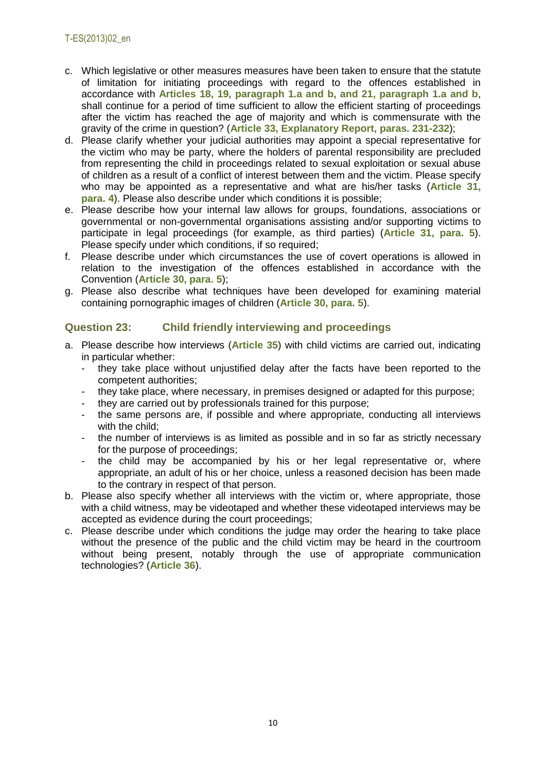c. Which legislative or other measures measures have been taken to ensure that the statute of limitation for initiating proceedings with regard to the offences established in accordance with **Articles 18, 19, paragraph 1.a and b, and 21, paragraph 1.a and b**, shall continue for a period of time sufficient to allow the efficient starting of proceedings after the victim has reached the age of majority and which is commensurate with the gravity of the crime in question? (**Article 33, Explanatory Report, paras. 231-232**);
d. Please clarify whether your judicial authorities may appoint a special representative for the victim who may be party, where the holders of parental responsibility are precluded from representing the child in proceedings related to sexual exploitation or sexual abuse of children as a result of a conflict of interest between them and the victim. Please specify who may be appointed as a representative and what are his/her tasks (**Article 31, para. 4**). Please also describe under which conditions it is possible;
e. Please describe how your internal law allows for groups, foundations, associations or governmental or non-governmental organisations assisting and/or supporting victims to participate in legal proceedings (for example, as third parties) (**Article 31, para. 5**). Please specify under which conditions, if so required;
f. Please describe under which circumstances the use of covert operations is allowed in relation to the investigation of the offences established in accordance with the Convention (**Article 30, para. 5**);
g. Please also describe what techniques have been developed for examining material containing pornographic images of children (**Article 30, para. 5**).

## Question 23: Child friendly interviewing and proceedings

a. Please describe how interviews (**Article 35**) with child victims are carried out, indicating in particular whether:
   - they take place without unjustified delay after the facts have been reported to the competent authorities;
   - they take place, where necessary, in premises designed or adapted for this purpose;
   - they are carried out by professionals trained for this purpose;
   - the same persons are, if possible and where appropriate, conducting all interviews with the child;
   - the number of interviews is as limited as possible and in so far as strictly necessary for the purpose of proceedings;
   - the child may be accompanied by his or her legal representative or, where appropriate, an adult of his or her choice, unless a reasoned decision has been made to the contrary in respect of that person.
b. Please also specify whether all interviews with the victim or, where appropriate, those with a child witness, may be videotaped and whether these videotaped interviews may be accepted as evidence during the court proceedings;
c. Please describe under which conditions the judge may order the hearing to take place without the presence of the public and the child victim may be heard in the courtroom without being present, notably through the use of appropriate communication technologies? (**Article 36**).